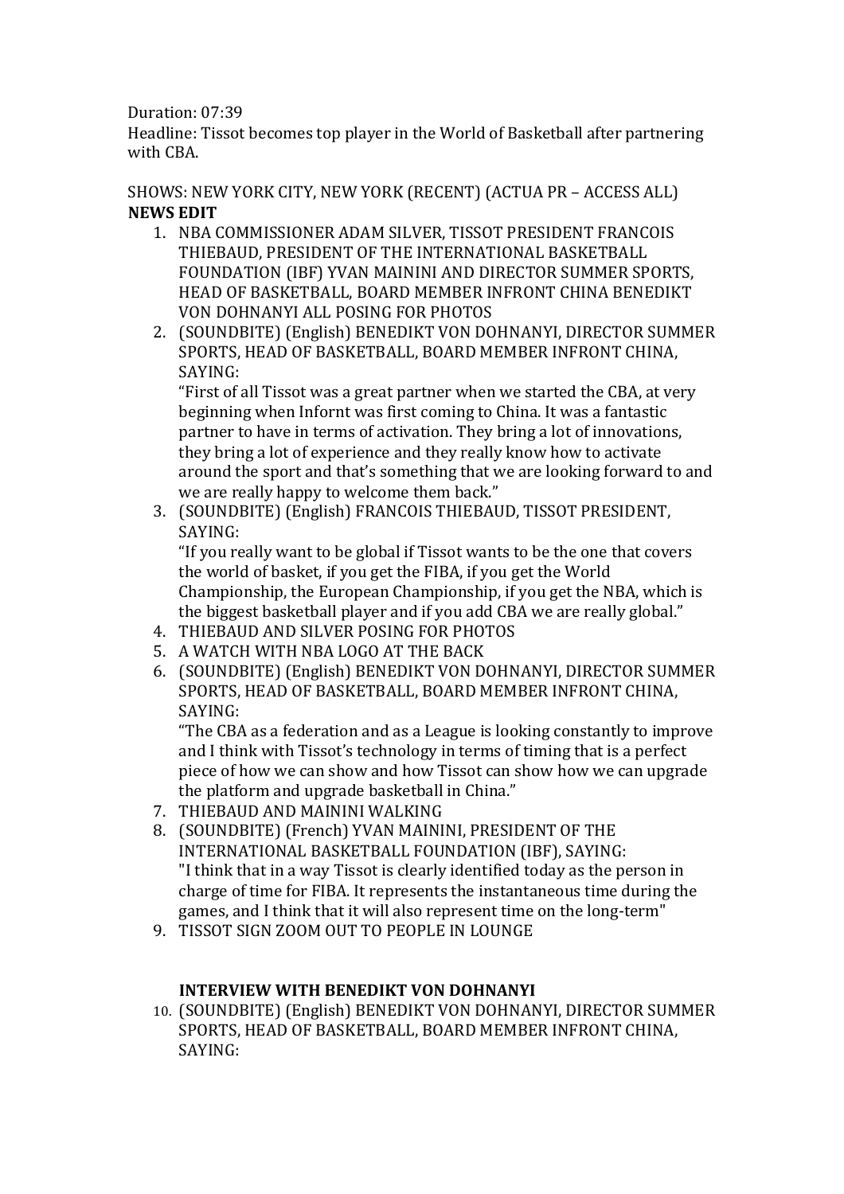Duration: 07:39
Headline: Tissot becomes top player in the World of Basketball after partnering with CBA.

SHOWS: NEW YORK CITY, NEW YORK (RECENT) (ACTUA PR – ACCESS ALL)
**NEWS EDIT**

1. NBA COMMISSIONER ADAM SILVER, TISSOT PRESIDENT FRANCOIS THIEBAUD, PRESIDENT OF THE INTERNATIONAL BASKETBALL FOUNDATION (IBF) YVAN MAININI AND DIRECTOR SUMMER SPORTS, HEAD OF BASKETBALL, BOARD MEMBER INFRONT CHINA BENEDIKT VON DOHNANYI ALL POSING FOR PHOTOS
2. (SOUNDBITE) (English) BENEDIKT VON DOHNANYI, DIRECTOR SUMMER SPORTS, HEAD OF BASKETBALL, BOARD MEMBER INFRONT CHINA, SAYING:
   "First of all Tissot was a great partner when we started the CBA, at very beginning when Infornt was first coming to China. It was a fantastic partner to have in terms of activation. They bring a lot of innovations, they bring a lot of experience and they really know how to activate around the sport and that's something that we are looking forward to and we are really happy to welcome them back."
3. (SOUNDBITE) (English) FRANCOIS THIEBAUD, TISSOT PRESIDENT, SAYING:
   "If you really want to be global if Tissot wants to be the one that covers the world of basket, if you get the FIBA, if you get the World Championship, the European Championship, if you get the NBA, which is the biggest basketball player and if you add CBA we are really global."
4. THIEBAUD AND SILVER POSING FOR PHOTOS
5. A WATCH WITH NBA LOGO AT THE BACK
6. (SOUNDBITE) (English) BENEDIKT VON DOHNANYI, DIRECTOR SUMMER SPORTS, HEAD OF BASKETBALL, BOARD MEMBER INFRONT CHINA, SAYING:
   "The CBA as a federation and as a League is looking constantly to improve and I think with Tissot's technology in terms of timing that is a perfect piece of how we can show and how Tissot can show how we can upgrade the platform and upgrade basketball in China."
7. THIEBAUD AND MAININI WALKING
8. (SOUNDBITE) (French) YVAN MAININI, PRESIDENT OF THE INTERNATIONAL BASKETBALL FOUNDATION (IBF), SAYING:
   "I think that in a way Tissot is clearly identified today as the person in charge of time for FIBA. It represents the instantaneous time during the games, and I think that it will also represent time on the long-term"
9. TISSOT SIGN ZOOM OUT TO PEOPLE IN LOUNGE

**INTERVIEW WITH BENEDIKT VON DOHNANYI**

10. (SOUNDBITE) (English) BENEDIKT VON DOHNANYI, DIRECTOR SUMMER SPORTS, HEAD OF BASKETBALL, BOARD MEMBER INFRONT CHINA, SAYING: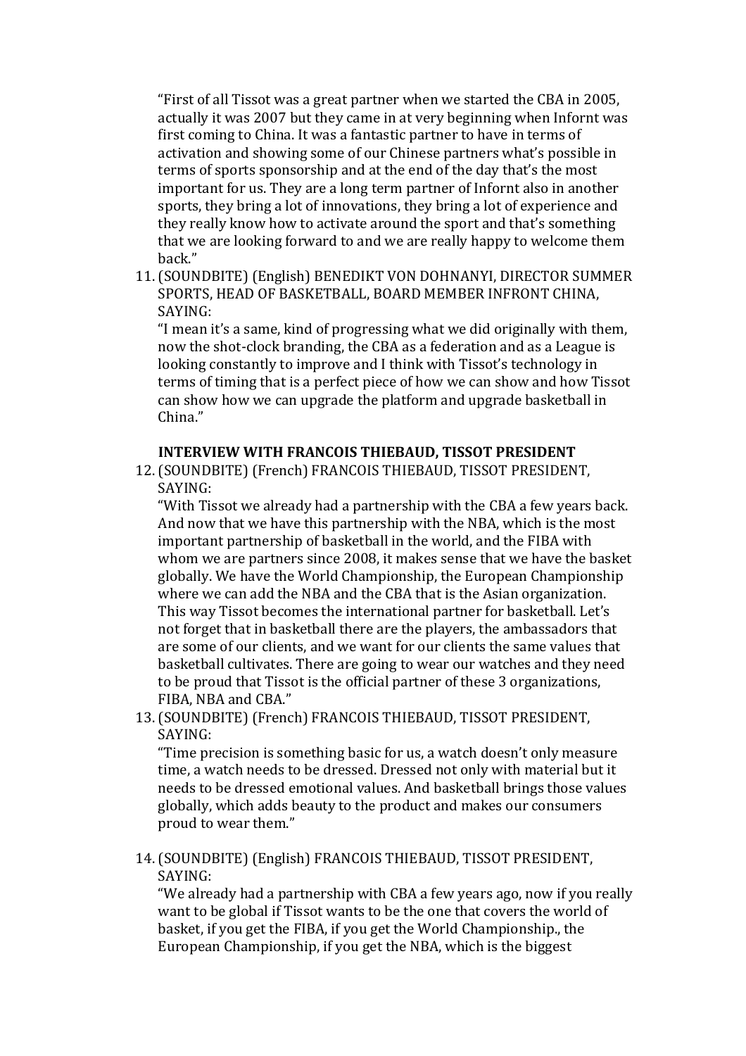"First of all Tissot was a great partner when we started the CBA in 2005, actually it was 2007 but they came in at very beginning when Infornt was first coming to China. It was a fantastic partner to have in terms of activation and showing some of our Chinese partners what's possible in terms of sports sponsorship and at the end of the day that's the most important for us. They are a long term partner of Infornt also in another sports, they bring a lot of innovations, they bring a lot of experience and they really know how to activate around the sport and that's something that we are looking forward to and we are really happy to welcome them back."

11. (SOUNDBITE) (English) BENEDIKT VON DOHNANYI, DIRECTOR SUMMER SPORTS, HEAD OF BASKETBALL, BOARD MEMBER INFRONT CHINA, SAYING:
"I mean it's a same, kind of progressing what we did originally with them, now the shot-clock branding, the CBA as a federation and as a League is looking constantly to improve and I think with Tissot's technology in terms of timing that is a perfect piece of how we can show and how Tissot can show how we can upgrade the platform and upgrade basketball in China."

**INTERVIEW WITH FRANCOIS THIEBAUD, TISSOT PRESIDENT**

12. (SOUNDBITE) (French) FRANCOIS THIEBAUD, TISSOT PRESIDENT, SAYING:
"With Tissot we already had a partnership with the CBA a few years back. And now that we have this partnership with the NBA, which is the most important partnership of basketball in the world, and the FIBA with whom we are partners since 2008, it makes sense that we have the basket globally. We have the World Championship, the European Championship where we can add the NBA and the CBA that is the Asian organization. This way Tissot becomes the international partner for basketball. Let's not forget that in basketball there are the players, the ambassadors that are some of our clients, and we want for our clients the same values that basketball cultivates. There are going to wear our watches and they need to be proud that Tissot is the official partner of these 3 organizations, FIBA, NBA and CBA."

13. (SOUNDBITE) (French) FRANCOIS THIEBAUD, TISSOT PRESIDENT, SAYING:
"Time precision is something basic for us, a watch doesn't only measure time, a watch needs to be dressed. Dressed not only with material but it needs to be dressed emotional values. And basketball brings those values globally, which adds beauty to the product and makes our consumers proud to wear them."

14. (SOUNDBITE) (English) FRANCOIS THIEBAUD, TISSOT PRESIDENT, SAYING:
"We already had a partnership with CBA a few years ago, now if you really want to be global if Tissot wants to be the one that covers the world of basket, if you get the FIBA, if you get the World Championship., the European Championship, if you get the NBA, which is the biggest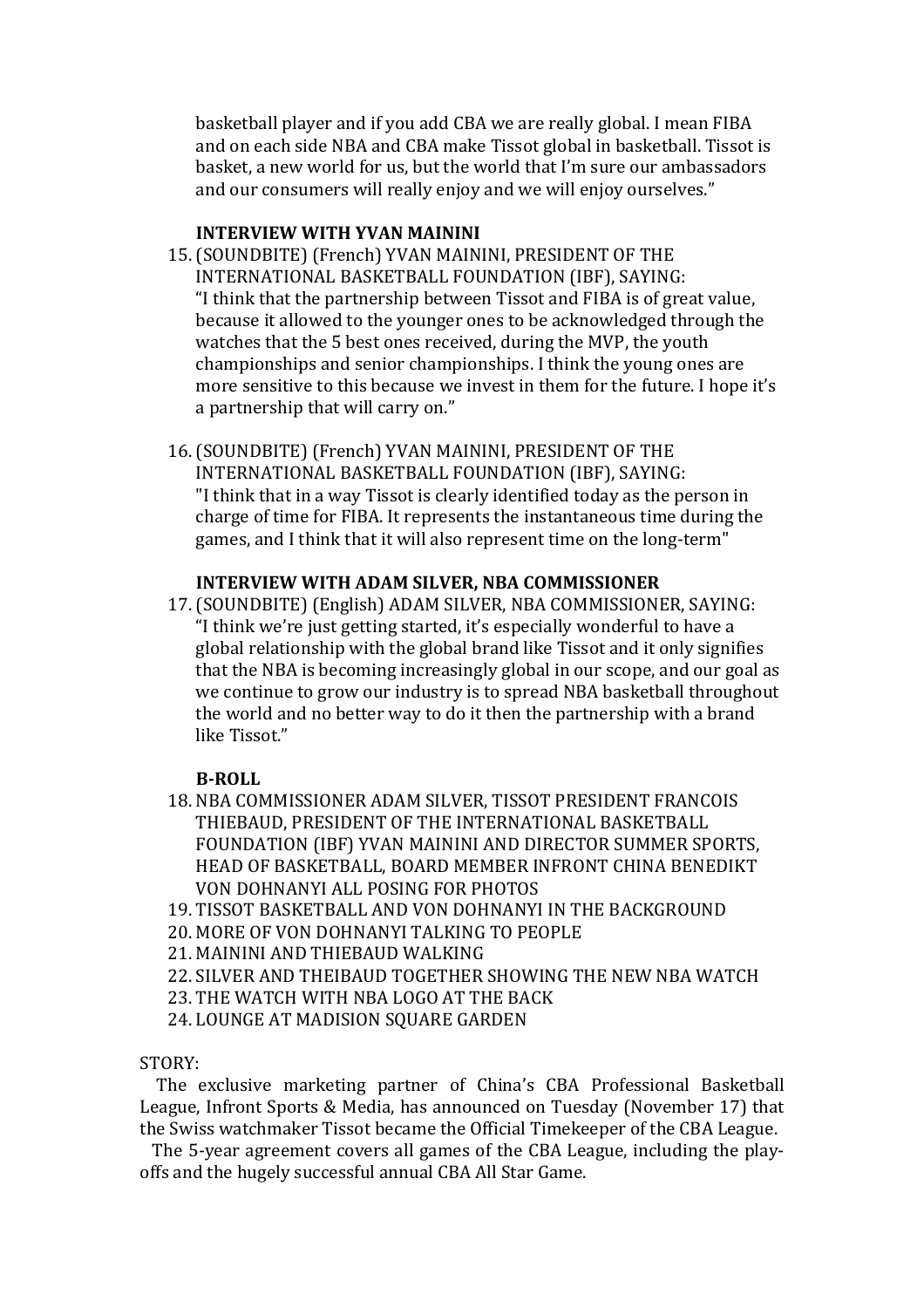basketball player and if you add CBA we are really global. I mean FIBA and on each side NBA and CBA make Tissot global in basketball. Tissot is basket, a new world for us, but the world that I'm sure our ambassadors and our consumers will really enjoy and we will enjoy ourselves."

**INTERVIEW WITH YVAN MAININI**

15. (SOUNDBITE) (French) YVAN MAININI, PRESIDENT OF THE INTERNATIONAL BASKETBALL FOUNDATION (IBF), SAYING:
"I think that the partnership between Tissot and FIBA is of great value, because it allowed to the younger ones to be acknowledged through the watches that the 5 best ones received, during the MVP, the youth championships and senior championships. I think the young ones are more sensitive to this because we invest in them for the future. I hope it's a partnership that will carry on."

16. (SOUNDBITE) (French) YVAN MAININI, PRESIDENT OF THE INTERNATIONAL BASKETBALL FOUNDATION (IBF), SAYING:
"I think that in a way Tissot is clearly identified today as the person in charge of time for FIBA. It represents the instantaneous time during the games, and I think that it will also represent time on the long-term"

**INTERVIEW WITH ADAM SILVER, NBA COMMISSIONER**

17. (SOUNDBITE) (English) ADAM SILVER, NBA COMMISSIONER, SAYING:
"I think we're just getting started, it's especially wonderful to have a global relationship with the global brand like Tissot and it only signifies that the NBA is becoming increasingly global in our scope, and our goal as we continue to grow our industry is to spread NBA basketball throughout the world and no better way to do it then the partnership with a brand like Tissot."

**B-ROLL**

18. NBA COMMISSIONER ADAM SILVER, TISSOT PRESIDENT FRANCOIS THIEBAUD, PRESIDENT OF THE INTERNATIONAL BASKETBALL FOUNDATION (IBF) YVAN MAININI AND DIRECTOR SUMMER SPORTS, HEAD OF BASKETBALL, BOARD MEMBER INFRONT CHINA BENEDIKT VON DOHNANYI ALL POSING FOR PHOTOS
19. TISSOT BASKETBALL AND VON DOHNANYI IN THE BACKGROUND
20. MORE OF VON DOHNANYI TALKING TO PEOPLE
21. MAININI AND THIEBAUD WALKING
22. SILVER AND THEIBAUD TOGETHER SHOWING THE NEW NBA WATCH
23. THE WATCH WITH NBA LOGO AT THE BACK
24. LOUNGE AT MADISION SQUARE GARDEN

STORY:

The exclusive marketing partner of China's CBA Professional Basketball League, Infront Sports & Media, has announced on Tuesday (November 17) that the Swiss watchmaker Tissot became the Official Timekeeper of the CBA League.

The 5-year agreement covers all games of the CBA League, including the play-offs and the hugely successful annual CBA All Star Game.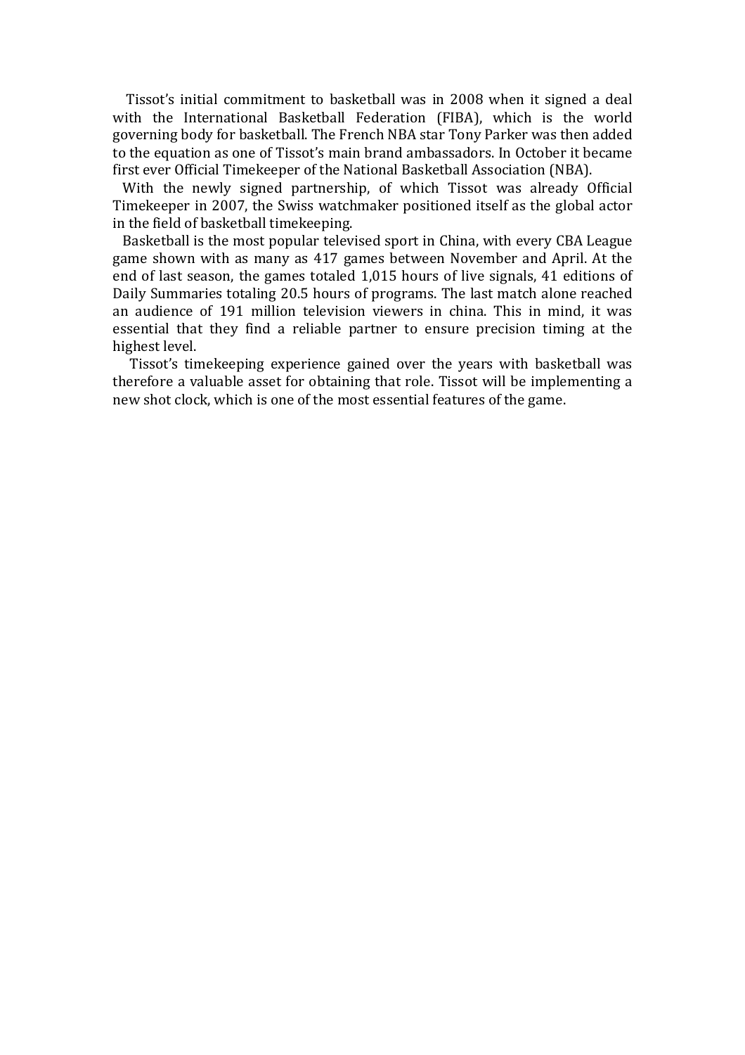Tissot's initial commitment to basketball was in 2008 when it signed a deal with the International Basketball Federation (FIBA), which is the world governing body for basketball. The French NBA star Tony Parker was then added to the equation as one of Tissot's main brand ambassadors. In October it became first ever Official Timekeeper of the National Basketball Association (NBA).

With the newly signed partnership, of which Tissot was already Official Timekeeper in 2007, the Swiss watchmaker positioned itself as the global actor in the field of basketball timekeeping.

Basketball is the most popular televised sport in China, with every CBA League game shown with as many as 417 games between November and April. At the end of last season, the games totaled 1,015 hours of live signals, 41 editions of Daily Summaries totaling 20.5 hours of programs. The last match alone reached an audience of 191 million television viewers in china. This in mind, it was essential that they find a reliable partner to ensure precision timing at the highest level.

Tissot's timekeeping experience gained over the years with basketball was therefore a valuable asset for obtaining that role. Tissot will be implementing a new shot clock, which is one of the most essential features of the game.